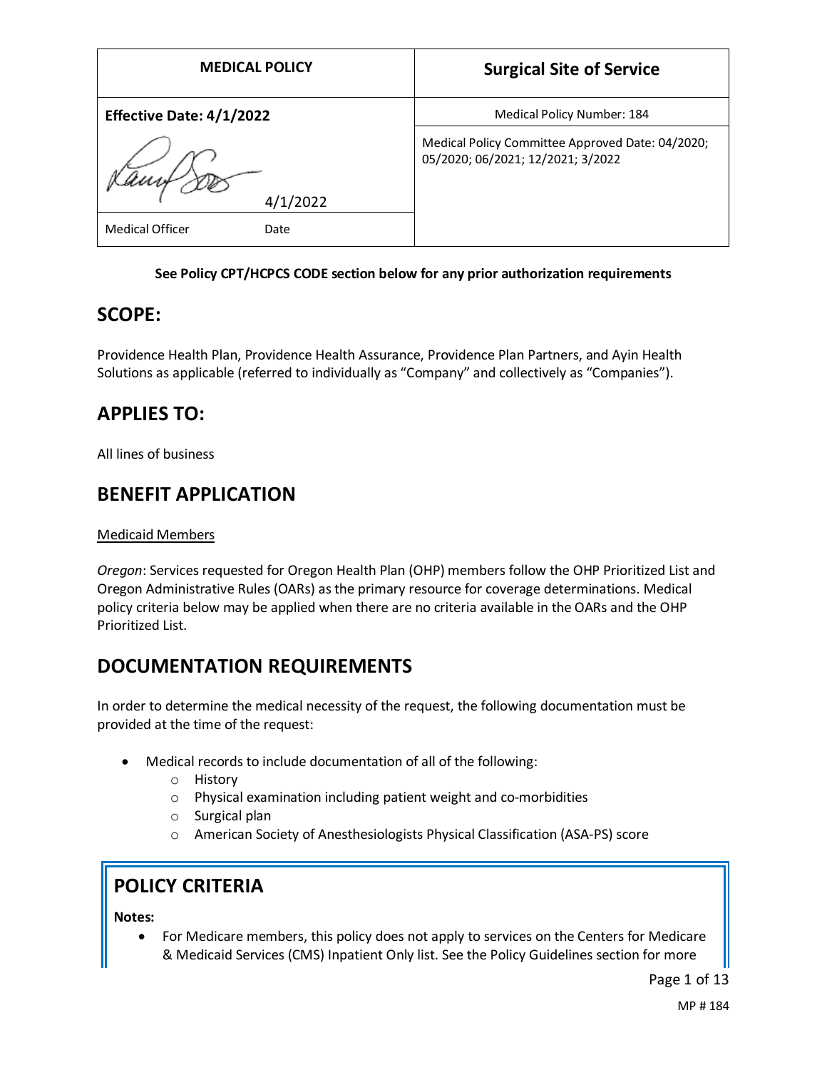| MEDICAL POLICY | Surgical Site of Service |
|---|---|
| **Effective Date: 4/1/2022** | Medical Policy Number: 184 |
| 4/1/2022 | Medical Policy Committee Approved Date: 04/2020; 05/2020; 06/2021; 12/2021; 3/2022 |
| Medical Officer Date | |

**See Policy CPT/HCPCS CODE section below for any prior authorization requirements**

## SCOPE:

Providence Health Plan, Providence Health Assurance, Providence Plan Partners, and Ayin Health Solutions as applicable (referred to individually as "Company" and collectively as "Companies").

## APPLIES TO:

All lines of business

## BENEFIT APPLICATION

Medicaid Members

*Oregon*: Services requested for Oregon Health Plan (OHP) members follow the OHP Prioritized List and Oregon Administrative Rules (OARs) as the primary resource for coverage determinations. Medical policy criteria below may be applied when there are no criteria available in the OARs and the OHP Prioritized List.

## DOCUMENTATION REQUIREMENTS

In order to determine the medical necessity of the request, the following documentation must be provided at the time of the request:

- Medical records to include documentation of all of the following:
  - History
  - Physical examination including patient weight and co-morbidities
  - Surgical plan
  - American Society of Anesthesiologists Physical Classification (ASA-PS) score

## POLICY CRITERIA

**Notes:**

- For Medicare members, this policy does not apply to services on the Centers for Medicare & Medicaid Services (CMS) Inpatient Only list. See the Policy Guidelines section for more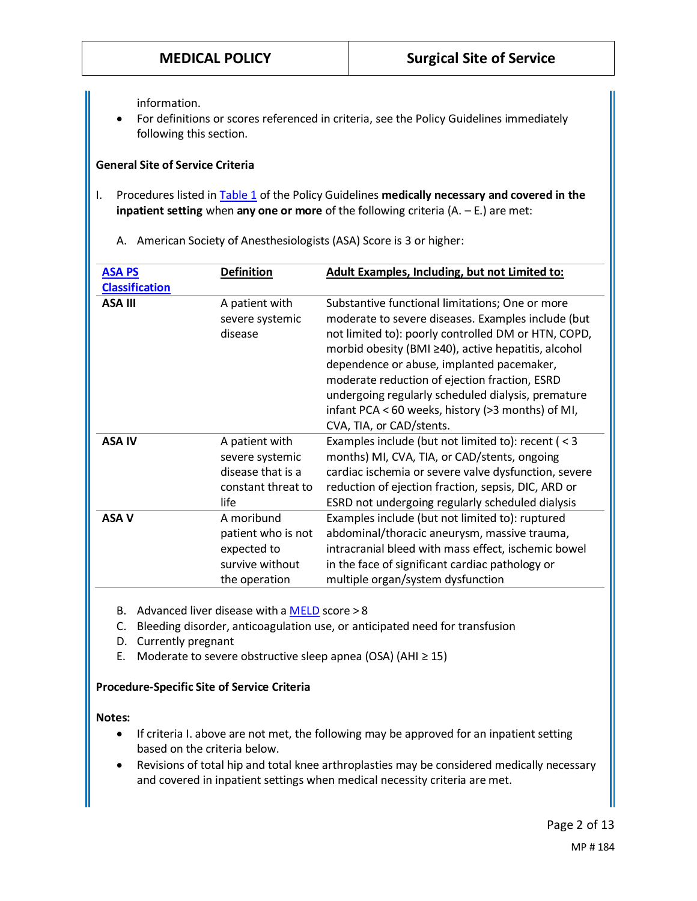information.
- For definitions or scores referenced in criteria, see the Policy Guidelines immediately following this section.

**General Site of Service Criteria**

I. Procedures listed in Table 1 of the Policy Guidelines **medically necessary and covered in the inpatient setting** when **any one or more** of the following criteria (A. – E.) are met:

   A. American Society of Anesthesiologists (ASA) Score is 3 or higher:

| ASA PS Classification | Definition | Adult Examples, Including, but not Limited to: |
|---|---|---|
| **ASA III** | A patient with severe systemic disease | Substantive functional limitations; One or more moderate to severe diseases. Examples include (but not limited to): poorly controlled DM or HTN, COPD, morbid obesity (BMI ≥40), active hepatitis, alcohol dependence or abuse, implanted pacemaker, moderate reduction of ejection fraction, ESRD undergoing regularly scheduled dialysis, premature infant PCA < 60 weeks, history (>3 months) of MI, CVA, TIA, or CAD/stents. |
| **ASA IV** | A patient with severe systemic disease that is a constant threat to life | Examples include (but not limited to): recent ( < 3 months) MI, CVA, TIA, or CAD/stents, ongoing cardiac ischemia or severe valve dysfunction, severe reduction of ejection fraction, sepsis, DIC, ARD or ESRD not undergoing regularly scheduled dialysis |
| **ASA V** | A moribund patient who is not expected to survive without the operation | Examples include (but not limited to): ruptured abdominal/thoracic aneurysm, massive trauma, intracranial bleed with mass effect, ischemic bowel in the face of significant cardiac pathology or multiple organ/system dysfunction |

   B. Advanced liver disease with a MELD score > 8
   C. Bleeding disorder, anticoagulation use, or anticipated need for transfusion
   D. Currently pregnant
   E. Moderate to severe obstructive sleep apnea (OSA) (AHI ≥ 15)

**Procedure-Specific Site of Service Criteria**

**Notes:**
- If criteria I. above are not met, the following may be approved for an inpatient setting based on the criteria below.
- Revisions of total hip and total knee arthroplasties may be considered medically necessary and covered in inpatient settings when medical necessity criteria are met.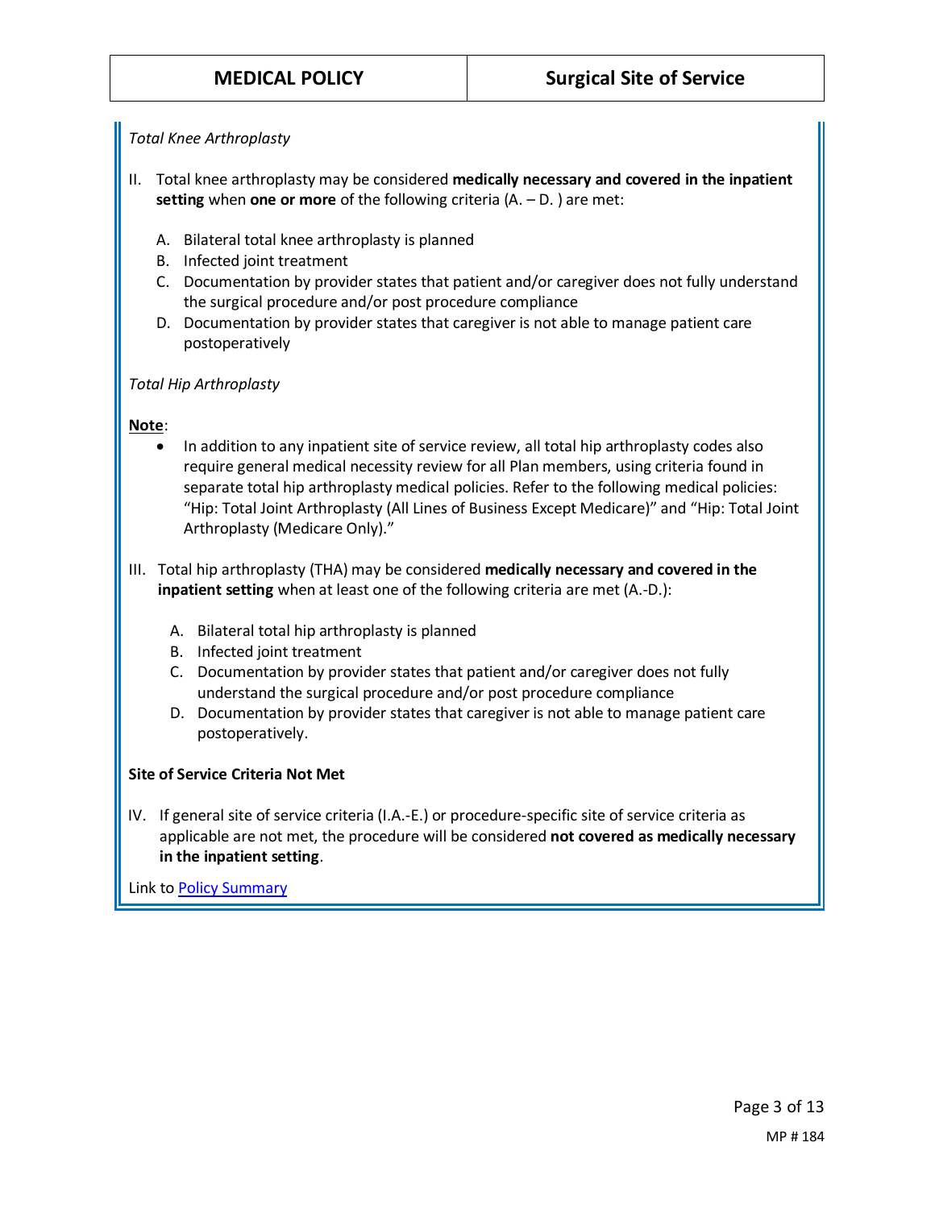*Total Knee Arthroplasty*

II. Total knee arthroplasty may be considered **medically necessary and covered in the inpatient setting** when **one or more** of the following criteria (A. – D. ) are met:

   A. Bilateral total knee arthroplasty is planned
   B. Infected joint treatment
   C. Documentation by provider states that patient and/or caregiver does not fully understand the surgical procedure and/or post procedure compliance
   D. Documentation by provider states that caregiver is not able to manage patient care postoperatively

*Total Hip Arthroplasty*

**Note**:

- In addition to any inpatient site of service review, all total hip arthroplasty codes also require general medical necessity review for all Plan members, using criteria found in separate total hip arthroplasty medical policies. Refer to the following medical policies: "Hip: Total Joint Arthroplasty (All Lines of Business Except Medicare)" and "Hip: Total Joint Arthroplasty (Medicare Only)."

III. Total hip arthroplasty (THA) may be considered **medically necessary and covered in the inpatient setting** when at least one of the following criteria are met (A.-D.):

   A. Bilateral total hip arthroplasty is planned
   B. Infected joint treatment
   C. Documentation by provider states that patient and/or caregiver does not fully understand the surgical procedure and/or post procedure compliance
   D. Documentation by provider states that caregiver is not able to manage patient care postoperatively.

**Site of Service Criteria Not Met**

IV. If general site of service criteria (I.A.-E.) or procedure-specific site of service criteria as applicable are not met, the procedure will be considered **not covered as medically necessary in the inpatient setting**.

Link to Policy Summary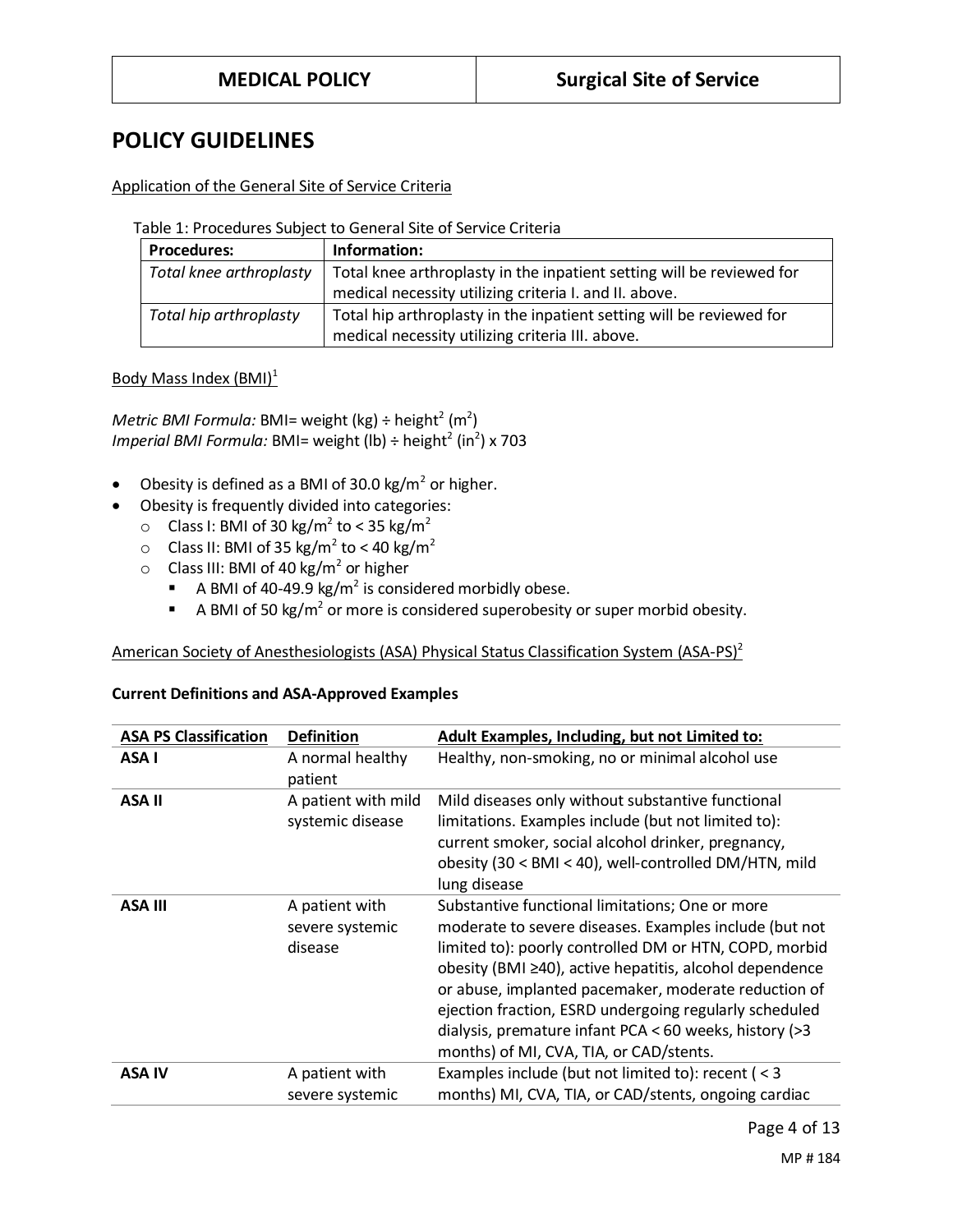## POLICY GUIDELINES

Application of the General Site of Service Criteria

Table 1: Procedures Subject to General Site of Service Criteria

| Procedures: | Information: |
|---|---|
| *Total knee arthroplasty* | Total knee arthroplasty in the inpatient setting will be reviewed for medical necessity utilizing criteria I. and II. above. |
| *Total hip arthroplasty* | Total hip arthroplasty in the inpatient setting will be reviewed for medical necessity utilizing criteria III. above. |

Body Mass Index (BMI)[1]

*Metric BMI Formula:* BMI= weight (kg) ÷ height$^2$ (m$^2$)
*Imperial BMI Formula:* BMI= weight (lb) ÷ height$^2$ (in$^2$) x 703

- Obesity is defined as a BMI of 30.0 kg/m$^2$ or higher.
- Obesity is frequently divided into categories:
  - Class I: BMI of 30 kg/m$^2$ to < 35 kg/m$^2$
  - Class II: BMI of 35 kg/m$^2$ to < 40 kg/m$^2$
  - Class III: BMI of 40 kg/m$^2$ or higher
    - A BMI of 40-49.9 kg/m$^2$ is considered morbidly obese.
    - A BMI of 50 kg/m$^2$ or more is considered superobesity or super morbid obesity.

American Society of Anesthesiologists (ASA) Physical Status Classification System (ASA-PS)[2]

**Current Definitions and ASA-Approved Examples**

| ASA PS Classification | Definition | Adult Examples, Including, but not Limited to: |
|---|---|---|
| **ASA I** | A normal healthy patient | Healthy, non-smoking, no or minimal alcohol use |
| **ASA II** | A patient with mild systemic disease | Mild diseases only without substantive functional limitations. Examples include (but not limited to): current smoker, social alcohol drinker, pregnancy, obesity (30 < BMI < 40), well-controlled DM/HTN, mild lung disease |
| **ASA III** | A patient with severe systemic disease | Substantive functional limitations; One or more moderate to severe diseases. Examples include (but not limited to): poorly controlled DM or HTN, COPD, morbid obesity (BMI ≥40), active hepatitis, alcohol dependence or abuse, implanted pacemaker, moderate reduction of ejection fraction, ESRD undergoing regularly scheduled dialysis, premature infant PCA < 60 weeks, history (>3 months) of MI, CVA, TIA, or CAD/stents. |
| **ASA IV** | A patient with severe systemic | Examples include (but not limited to): recent ( < 3 months) MI, CVA, TIA, or CAD/stents, ongoing cardiac |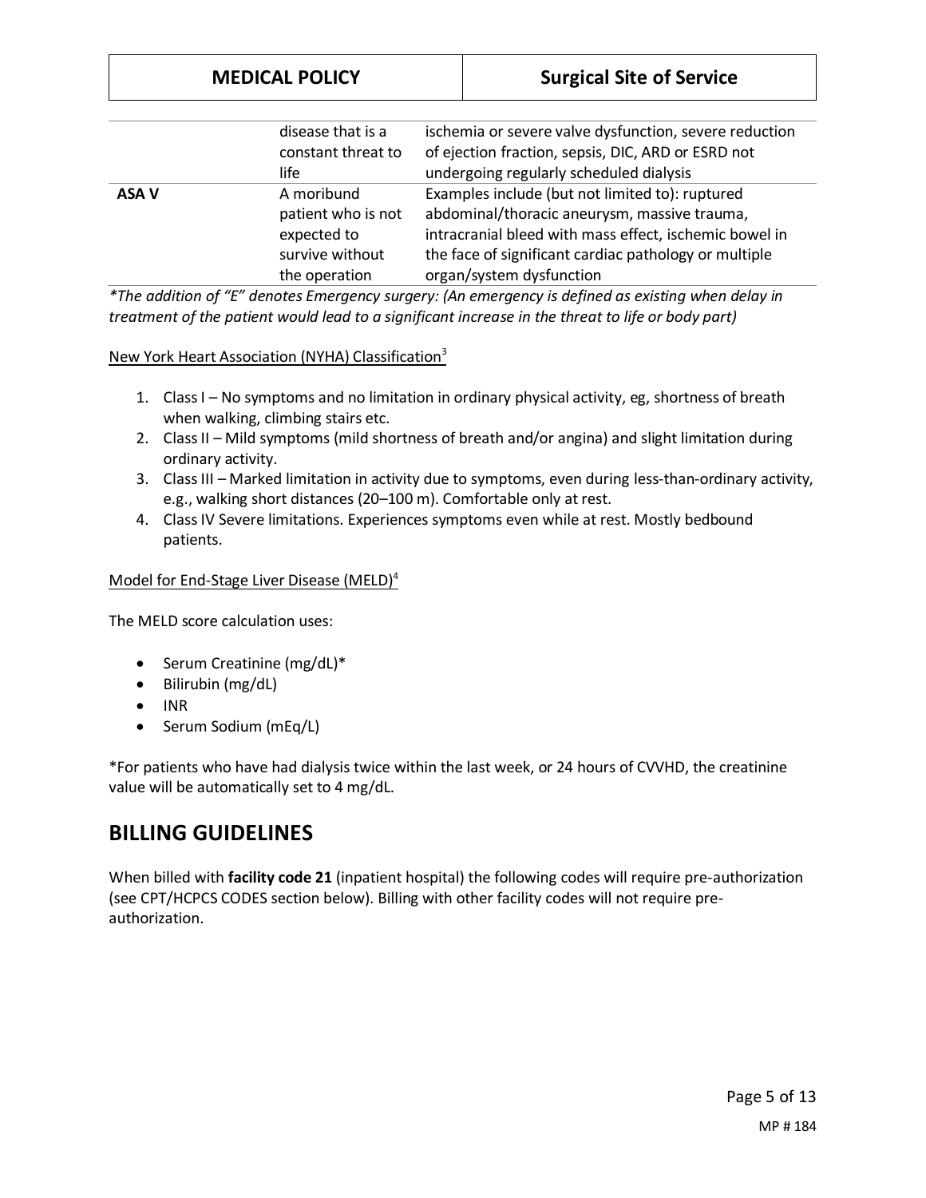| | | |
|---|---|---|
| | disease that is a constant threat to life | ischemia or severe valve dysfunction, severe reduction of ejection fraction, sepsis, DIC, ARD or ESRD not undergoing regularly scheduled dialysis |
| **ASA V** | A moribund patient who is not expected to survive without the operation | Examples include (but not limited to): ruptured abdominal/thoracic aneurysm, massive trauma, intracranial bleed with mass effect, ischemic bowel in the face of significant cardiac pathology or multiple organ/system dysfunction |

*\*The addition of "E" denotes Emergency surgery: (An emergency is defined as existing when delay in treatment of the patient would lead to a significant increase in the threat to life or body part)*

New York Heart Association (NYHA) Classification[3]

1. Class I – No symptoms and no limitation in ordinary physical activity, eg, shortness of breath when walking, climbing stairs etc.
2. Class II – Mild symptoms (mild shortness of breath and/or angina) and slight limitation during ordinary activity.
3. Class III – Marked limitation in activity due to symptoms, even during less-than-ordinary activity, e.g., walking short distances (20–100 m). Comfortable only at rest.
4. Class IV Severe limitations. Experiences symptoms even while at rest. Mostly bedbound patients.

Model for End-Stage Liver Disease (MELD)[4]

The MELD score calculation uses:

- Serum Creatinine (mg/dL)*
- Bilirubin (mg/dL)
- INR
- Serum Sodium (mEq/L)

*For patients who have had dialysis twice within the last week, or 24 hours of CVVHD, the creatinine value will be automatically set to 4 mg/dL.

## BILLING GUIDELINES

When billed with **facility code 21** (inpatient hospital) the following codes will require pre-authorization (see CPT/HCPCS CODES section below). Billing with other facility codes will not require pre-authorization.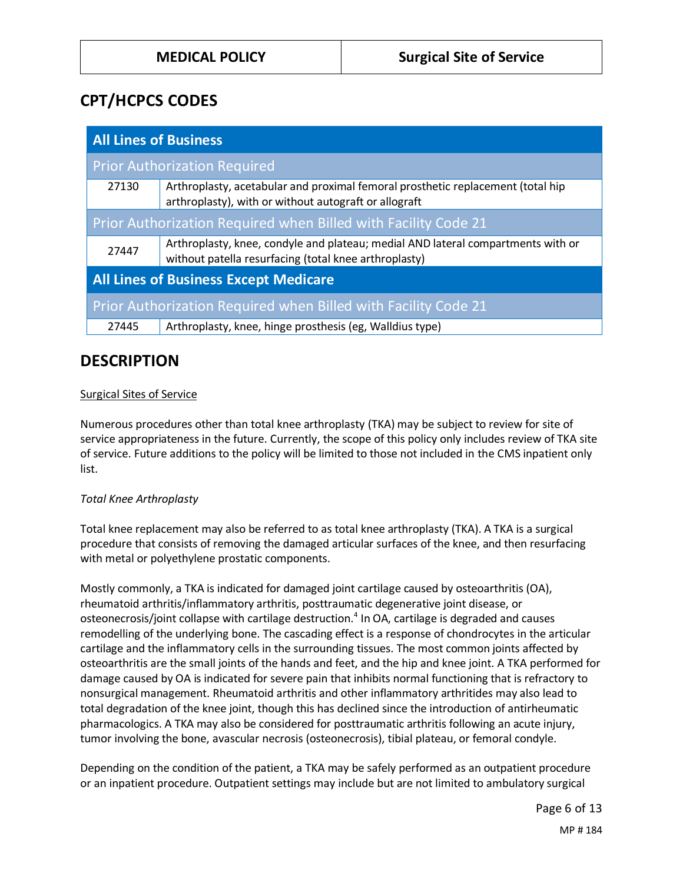## CPT/HCPCS CODES

| All Lines of Business | |
|---|---|
| **Prior Authorization Required** | |
| 27130 | Arthroplasty, acetabular and proximal femoral prosthetic replacement (total hip arthroplasty), with or without autograft or allograft |
| **Prior Authorization Required when Billed with Facility Code 21** | |
| 27447 | Arthroplasty, knee, condyle and plateau; medial AND lateral compartments with or without patella resurfacing (total knee arthroplasty) |
| **All Lines of Business Except Medicare** | |
| **Prior Authorization Required when Billed with Facility Code 21** | |
| 27445 | Arthroplasty, knee, hinge prosthesis (eg, Walldius type) |

## DESCRIPTION

Surgical Sites of Service

Numerous procedures other than total knee arthroplasty (TKA) may be subject to review for site of service appropriateness in the future. Currently, the scope of this policy only includes review of TKA site of service. Future additions to the policy will be limited to those not included in the CMS inpatient only list.

*Total Knee Arthroplasty*

Total knee replacement may also be referred to as total knee arthroplasty (TKA). A TKA is a surgical procedure that consists of removing the damaged articular surfaces of the knee, and then resurfacing with metal or polyethylene prostatic components.

Mostly commonly, a TKA is indicated for damaged joint cartilage caused by osteoarthritis (OA), rheumatoid arthritis/inflammatory arthritis, posttraumatic degenerative joint disease, or osteonecrosis/joint collapse with cartilage destruction.[4] In OA, cartilage is degraded and causes remodelling of the underlying bone. The cascading effect is a response of chondrocytes in the articular cartilage and the inflammatory cells in the surrounding tissues. The most common joints affected by osteoarthritis are the small joints of the hands and feet, and the hip and knee joint. A TKA performed for damage caused by OA is indicated for severe pain that inhibits normal functioning that is refractory to nonsurgical management. Rheumatoid arthritis and other inflammatory arthritides may also lead to total degradation of the knee joint, though this has declined since the introduction of antirheumatic pharmacologics. A TKA may also be considered for posttraumatic arthritis following an acute injury, tumor involving the bone, avascular necrosis (osteonecrosis), tibial plateau, or femoral condyle.

Depending on the condition of the patient, a TKA may be safely performed as an outpatient procedure or an inpatient procedure. Outpatient settings may include but are not limited to ambulatory surgical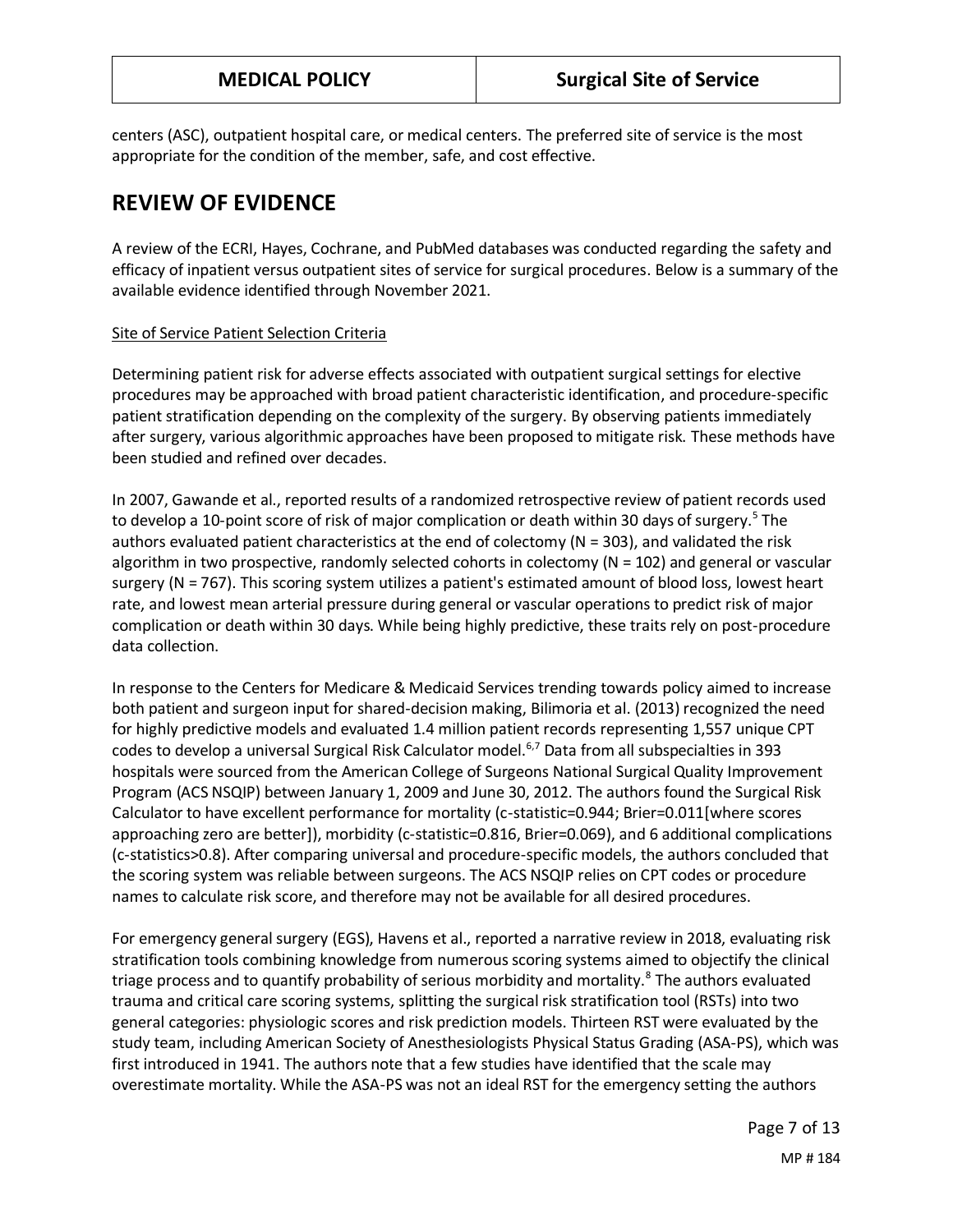centers (ASC), outpatient hospital care, or medical centers. The preferred site of service is the most appropriate for the condition of the member, safe, and cost effective.

## REVIEW OF EVIDENCE

A review of the ECRI, Hayes, Cochrane, and PubMed databases was conducted regarding the safety and efficacy of inpatient versus outpatient sites of service for surgical procedures. Below is a summary of the available evidence identified through November 2021.

Site of Service Patient Selection Criteria

Determining patient risk for adverse effects associated with outpatient surgical settings for elective procedures may be approached with broad patient characteristic identification, and procedure-specific patient stratification depending on the complexity of the surgery. By observing patients immediately after surgery, various algorithmic approaches have been proposed to mitigate risk. These methods have been studied and refined over decades.

In 2007, Gawande et al., reported results of a randomized retrospective review of patient records used to develop a 10-point score of risk of major complication or death within 30 days of surgery.[5] The authors evaluated patient characteristics at the end of colectomy (N = 303), and validated the risk algorithm in two prospective, randomly selected cohorts in colectomy (N = 102) and general or vascular surgery (N = 767). This scoring system utilizes a patient's estimated amount of blood loss, lowest heart rate, and lowest mean arterial pressure during general or vascular operations to predict risk of major complication or death within 30 days. While being highly predictive, these traits rely on post-procedure data collection.

In response to the Centers for Medicare & Medicaid Services trending towards policy aimed to increase both patient and surgeon input for shared-decision making, Bilimoria et al. (2013) recognized the need for highly predictive models and evaluated 1.4 million patient records representing 1,557 unique CPT codes to develop a universal Surgical Risk Calculator model.[6,7] Data from all subspecialties in 393 hospitals were sourced from the American College of Surgeons National Surgical Quality Improvement Program (ACS NSQIP) between January 1, 2009 and June 30, 2012. The authors found the Surgical Risk Calculator to have excellent performance for mortality (c-statistic=0.944; Brier=0.011[where scores approaching zero are better]), morbidity (c-statistic=0.816, Brier=0.069), and 6 additional complications (c-statistics>0.8). After comparing universal and procedure-specific models, the authors concluded that the scoring system was reliable between surgeons. The ACS NSQIP relies on CPT codes or procedure names to calculate risk score, and therefore may not be available for all desired procedures.

For emergency general surgery (EGS), Havens et al., reported a narrative review in 2018, evaluating risk stratification tools combining knowledge from numerous scoring systems aimed to objectify the clinical triage process and to quantify probability of serious morbidity and mortality.[8] The authors evaluated trauma and critical care scoring systems, splitting the surgical risk stratification tool (RSTs) into two general categories: physiologic scores and risk prediction models. Thirteen RST were evaluated by the study team, including American Society of Anesthesiologists Physical Status Grading (ASA-PS), which was first introduced in 1941. The authors note that a few studies have identified that the scale may overestimate mortality. While the ASA-PS was not an ideal RST for the emergency setting the authors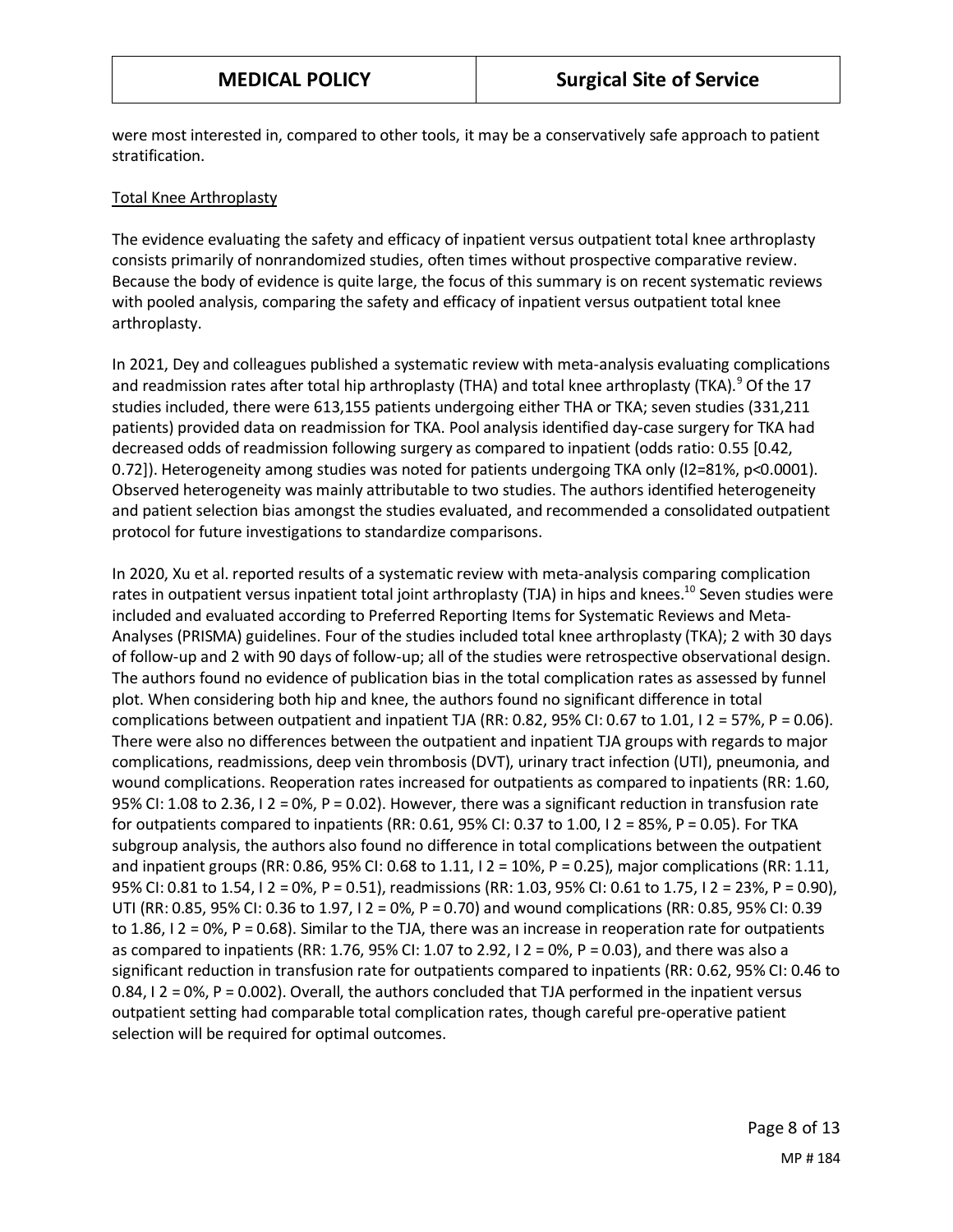were most interested in, compared to other tools, it may be a conservatively safe approach to patient stratification.

Total Knee Arthroplasty

The evidence evaluating the safety and efficacy of inpatient versus outpatient total knee arthroplasty consists primarily of nonrandomized studies, often times without prospective comparative review. Because the body of evidence is quite large, the focus of this summary is on recent systematic reviews with pooled analysis, comparing the safety and efficacy of inpatient versus outpatient total knee arthroplasty.

In 2021, Dey and colleagues published a systematic review with meta-analysis evaluating complications and readmission rates after total hip arthroplasty (THA) and total knee arthroplasty (TKA).[9] Of the 17 studies included, there were 613,155 patients undergoing either THA or TKA; seven studies (331,211 patients) provided data on readmission for TKA. Pool analysis identified day-case surgery for TKA had decreased odds of readmission following surgery as compared to inpatient (odds ratio: 0.55 [0.42, 0.72]). Heterogeneity among studies was noted for patients undergoing TKA only ($I^2$=81%, p<0.0001). Observed heterogeneity was mainly attributable to two studies. The authors identified heterogeneity and patient selection bias amongst the studies evaluated, and recommended a consolidated outpatient protocol for future investigations to standardize comparisons.

In 2020, Xu et al. reported results of a systematic review with meta-analysis comparing complication rates in outpatient versus inpatient total joint arthroplasty (TJA) in hips and knees.[10] Seven studies were included and evaluated according to Preferred Reporting Items for Systematic Reviews and Meta-Analyses (PRISMA) guidelines. Four of the studies included total knee arthroplasty (TKA); 2 with 30 days of follow-up and 2 with 90 days of follow-up; all of the studies were retrospective observational design. The authors found no evidence of publication bias in the total complication rates as assessed by funnel plot. When considering both hip and knee, the authors found no significant difference in total complications between outpatient and inpatient TJA (RR: 0.82, 95% CI: 0.67 to 1.01, $I^2$ = 57%, P = 0.06). There were also no differences between the outpatient and inpatient TJA groups with regards to major complications, readmissions, deep vein thrombosis (DVT), urinary tract infection (UTI), pneumonia, and wound complications. Reoperation rates increased for outpatients as compared to inpatients (RR: 1.60, 95% CI: 1.08 to 2.36, $I^2$ = 0%, P = 0.02). However, there was a significant reduction in transfusion rate for outpatients compared to inpatients (RR: 0.61, 95% CI: 0.37 to 1.00, $I^2$ = 85%, P = 0.05). For TKA subgroup analysis, the authors also found no difference in total complications between the outpatient and inpatient groups (RR: 0.86, 95% CI: 0.68 to 1.11, $I^2$ = 10%, P = 0.25), major complications (RR: 1.11, 95% CI: 0.81 to 1.54, $I^2$ = 0%, P = 0.51), readmissions (RR: 1.03, 95% CI: 0.61 to 1.75, $I^2$ = 23%, P = 0.90), UTI (RR: 0.85, 95% CI: 0.36 to 1.97, $I^2$ = 0%, P = 0.70) and wound complications (RR: 0.85, 95% CI: 0.39 to 1.86, $I^2$ = 0%, P = 0.68). Similar to the TJA, there was an increase in reoperation rate for outpatients as compared to inpatients (RR: 1.76, 95% CI: 1.07 to 2.92, $I^2$ = 0%, P = 0.03), and there was also a significant reduction in transfusion rate for outpatients compared to inpatients (RR: 0.62, 95% CI: 0.46 to 0.84, $I^2$ = 0%, P = 0.002). Overall, the authors concluded that TJA performed in the inpatient versus outpatient setting had comparable total complication rates, though careful pre-operative patient selection will be required for optimal outcomes.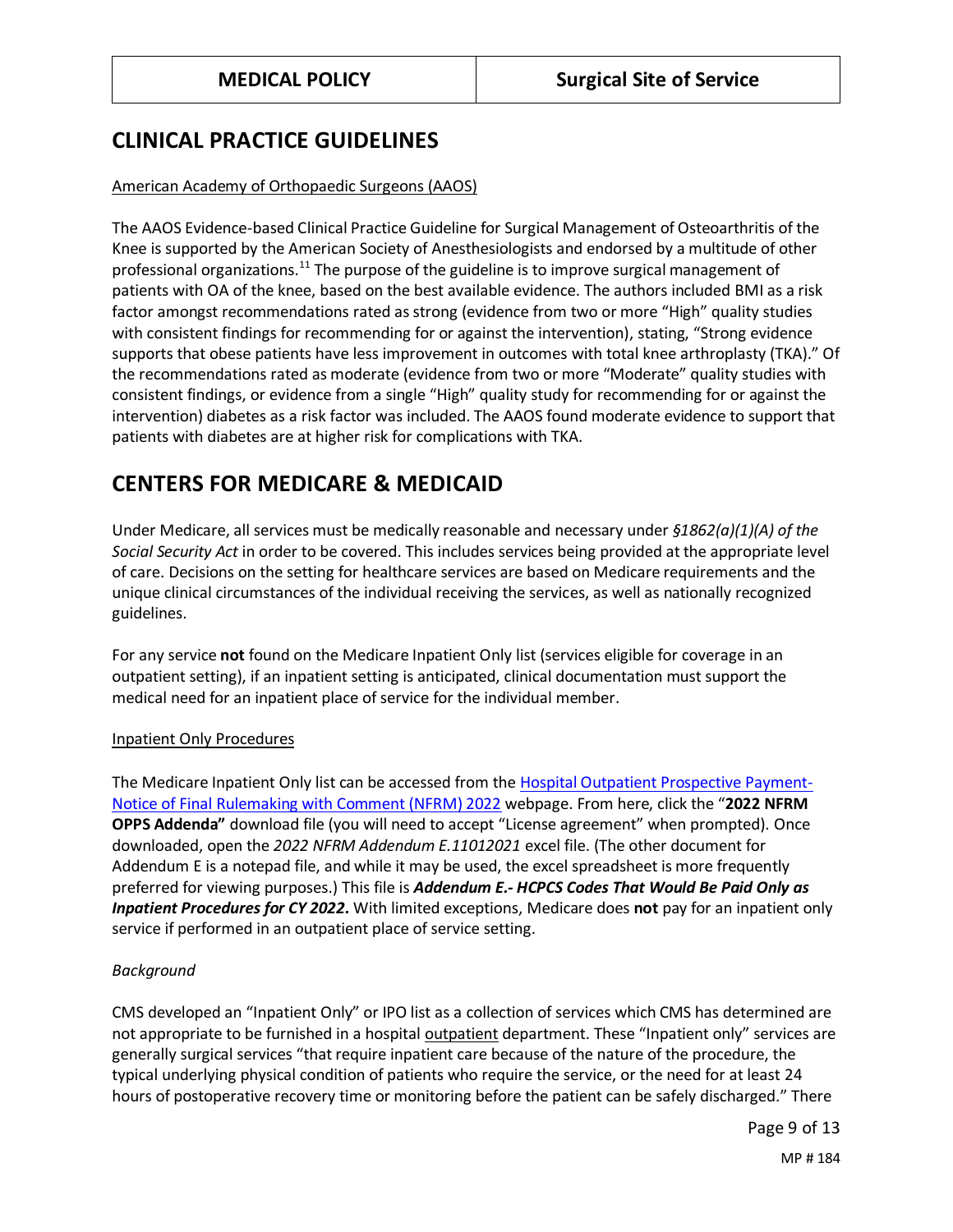## CLINICAL PRACTICE GUIDELINES

American Academy of Orthopaedic Surgeons (AAOS)

The AAOS Evidence-based Clinical Practice Guideline for Surgical Management of Osteoarthritis of the Knee is supported by the American Society of Anesthesiologists and endorsed by a multitude of other professional organizations.[11] The purpose of the guideline is to improve surgical management of patients with OA of the knee, based on the best available evidence. The authors included BMI as a risk factor amongst recommendations rated as strong (evidence from two or more "High" quality studies with consistent findings for recommending for or against the intervention), stating, "Strong evidence supports that obese patients have less improvement in outcomes with total knee arthroplasty (TKA)." Of the recommendations rated as moderate (evidence from two or more "Moderate" quality studies with consistent findings, or evidence from a single "High" quality study for recommending for or against the intervention) diabetes as a risk factor was included. The AAOS found moderate evidence to support that patients with diabetes are at higher risk for complications with TKA.

## CENTERS FOR MEDICARE & MEDICAID

Under Medicare, all services must be medically reasonable and necessary under *§1862(a)(1)(A) of the Social Security Act* in order to be covered. This includes services being provided at the appropriate level of care. Decisions on the setting for healthcare services are based on Medicare requirements and the unique clinical circumstances of the individual receiving the services, as well as nationally recognized guidelines.

For any service **not** found on the Medicare Inpatient Only list (services eligible for coverage in an outpatient setting), if an inpatient setting is anticipated, clinical documentation must support the medical need for an inpatient place of service for the individual member.

Inpatient Only Procedures

The Medicare Inpatient Only list can be accessed from the Hospital Outpatient Prospective Payment-Notice of Final Rulemaking with Comment (NFRM) 2022 webpage. From here, click the "**2022 NFRM OPPS Addenda"** download file (you will need to accept "License agreement" when prompted). Once downloaded, open the *2022 NFRM Addendum E.11012021* excel file. (The other document for Addendum E is a notepad file, and while it may be used, the excel spreadsheet is more frequently preferred for viewing purposes.) This file is ***Addendum E.- HCPCS Codes That Would Be Paid Only as Inpatient Procedures for CY 2022.*** With limited exceptions, Medicare does **not** pay for an inpatient only service if performed in an outpatient place of service setting.

*Background*

CMS developed an "Inpatient Only" or IPO list as a collection of services which CMS has determined are not appropriate to be furnished in a hospital outpatient department. These "Inpatient only" services are generally surgical services "that require inpatient care because of the nature of the procedure, the typical underlying physical condition of patients who require the service, or the need for at least 24 hours of postoperative recovery time or monitoring before the patient can be safely discharged." There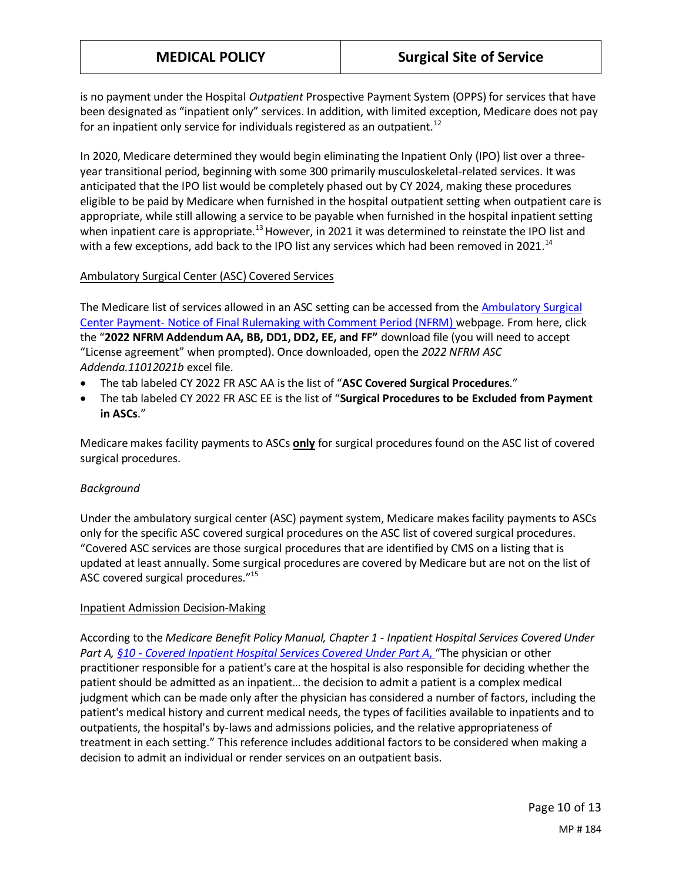is no payment under the Hospital *Outpatient* Prospective Payment System (OPPS) for services that have been designated as “inpatient only” services. In addition, with limited exception, Medicare does not pay for an inpatient only service for individuals registered as an outpatient.[12]

In 2020, Medicare determined they would begin eliminating the Inpatient Only (IPO) list over a three-year transitional period, beginning with some 300 primarily musculoskeletal-related services. It was anticipated that the IPO list would be completely phased out by CY 2024, making these procedures eligible to be paid by Medicare when furnished in the hospital outpatient setting when outpatient care is appropriate, while still allowing a service to be payable when furnished in the hospital inpatient setting when inpatient care is appropriate.[13] However, in 2021 it was determined to reinstate the IPO list and with a few exceptions, add back to the IPO list any services which had been removed in 2021.[14]

Ambulatory Surgical Center (ASC) Covered Services

The Medicare list of services allowed in an ASC setting can be accessed from the Ambulatory Surgical Center Payment- Notice of Final Rulemaking with Comment Period (NFRM) webpage. From here, click the “**2022 NFRM Addendum AA, BB, DD1, DD2, EE, and FF”** download file (you will need to accept “License agreement” when prompted). Once downloaded, open the *2022 NFRM ASC Addenda.11012021b* excel file.

- The tab labeled CY 2022 FR ASC AA is the list of “**ASC Covered Surgical Procedures**.”
- The tab labeled CY 2022 FR ASC EE is the list of “**Surgical Procedures to be Excluded from Payment in ASCs**.”

Medicare makes facility payments to ASCs **only** for surgical procedures found on the ASC list of covered surgical procedures.

*Background*

Under the ambulatory surgical center (ASC) payment system, Medicare makes facility payments to ASCs only for the specific ASC covered surgical procedures on the ASC list of covered surgical procedures. “Covered ASC services are those surgical procedures that are identified by CMS on a listing that is updated at least annually. Some surgical procedures are covered by Medicare but are not on the list of ASC covered surgical procedures.”[15]

Inpatient Admission Decision-Making

According to the *Medicare Benefit Policy Manual, Chapter 1 - Inpatient Hospital Services Covered Under Part A, §10 - Covered Inpatient Hospital Services Covered Under Part A,* “The physician or other practitioner responsible for a patient's care at the hospital is also responsible for deciding whether the patient should be admitted as an inpatient… the decision to admit a patient is a complex medical judgment which can be made only after the physician has considered a number of factors, including the patient's medical history and current medical needs, the types of facilities available to inpatients and to outpatients, the hospital's by-laws and admissions policies, and the relative appropriateness of treatment in each setting.” This reference includes additional factors to be considered when making a decision to admit an individual or render services on an outpatient basis.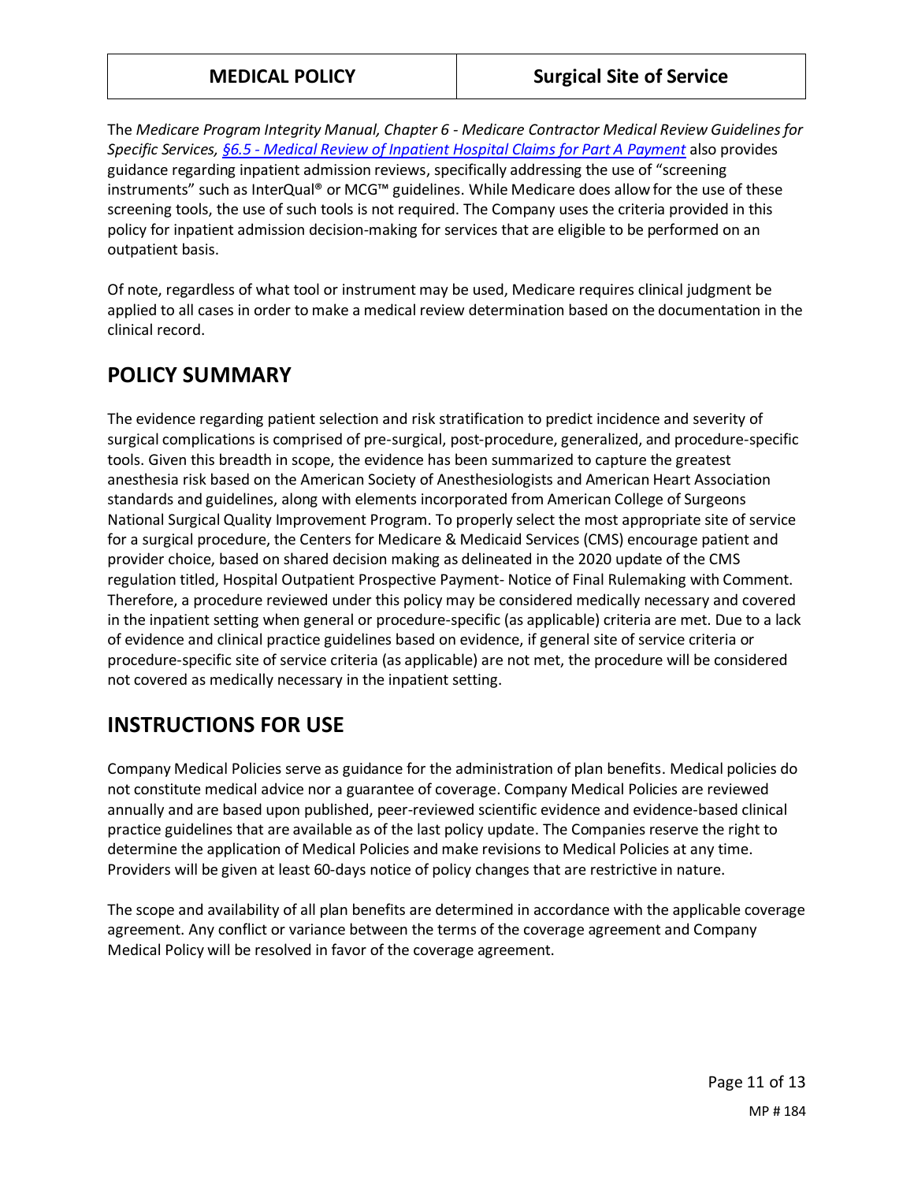The *Medicare Program Integrity Manual, Chapter 6 - Medicare Contractor Medical Review Guidelines for Specific Services, [§6.5 - Medical Review of Inpatient Hospital Claims for Part A Payment]* also provides guidance regarding inpatient admission reviews, specifically addressing the use of "screening instruments" such as InterQual® or MCG™ guidelines. While Medicare does allow for the use of these screening tools, the use of such tools is not required. The Company uses the criteria provided in this policy for inpatient admission decision-making for services that are eligible to be performed on an outpatient basis.

Of note, regardless of what tool or instrument may be used, Medicare requires clinical judgment be applied to all cases in order to make a medical review determination based on the documentation in the clinical record.

## POLICY SUMMARY

The evidence regarding patient selection and risk stratification to predict incidence and severity of surgical complications is comprised of pre-surgical, post-procedure, generalized, and procedure-specific tools. Given this breadth in scope, the evidence has been summarized to capture the greatest anesthesia risk based on the American Society of Anesthesiologists and American Heart Association standards and guidelines, along with elements incorporated from American College of Surgeons National Surgical Quality Improvement Program. To properly select the most appropriate site of service for a surgical procedure, the Centers for Medicare & Medicaid Services (CMS) encourage patient and provider choice, based on shared decision making as delineated in the 2020 update of the CMS regulation titled, Hospital Outpatient Prospective Payment- Notice of Final Rulemaking with Comment. Therefore, a procedure reviewed under this policy may be considered medically necessary and covered in the inpatient setting when general or procedure-specific (as applicable) criteria are met. Due to a lack of evidence and clinical practice guidelines based on evidence, if general site of service criteria or procedure-specific site of service criteria (as applicable) are not met, the procedure will be considered not covered as medically necessary in the inpatient setting.

## INSTRUCTIONS FOR USE

Company Medical Policies serve as guidance for the administration of plan benefits. Medical policies do not constitute medical advice nor a guarantee of coverage. Company Medical Policies are reviewed annually and are based upon published, peer-reviewed scientific evidence and evidence-based clinical practice guidelines that are available as of the last policy update. The Companies reserve the right to determine the application of Medical Policies and make revisions to Medical Policies at any time. Providers will be given at least 60-days notice of policy changes that are restrictive in nature.

The scope and availability of all plan benefits are determined in accordance with the applicable coverage agreement. Any conflict or variance between the terms of the coverage agreement and Company Medical Policy will be resolved in favor of the coverage agreement.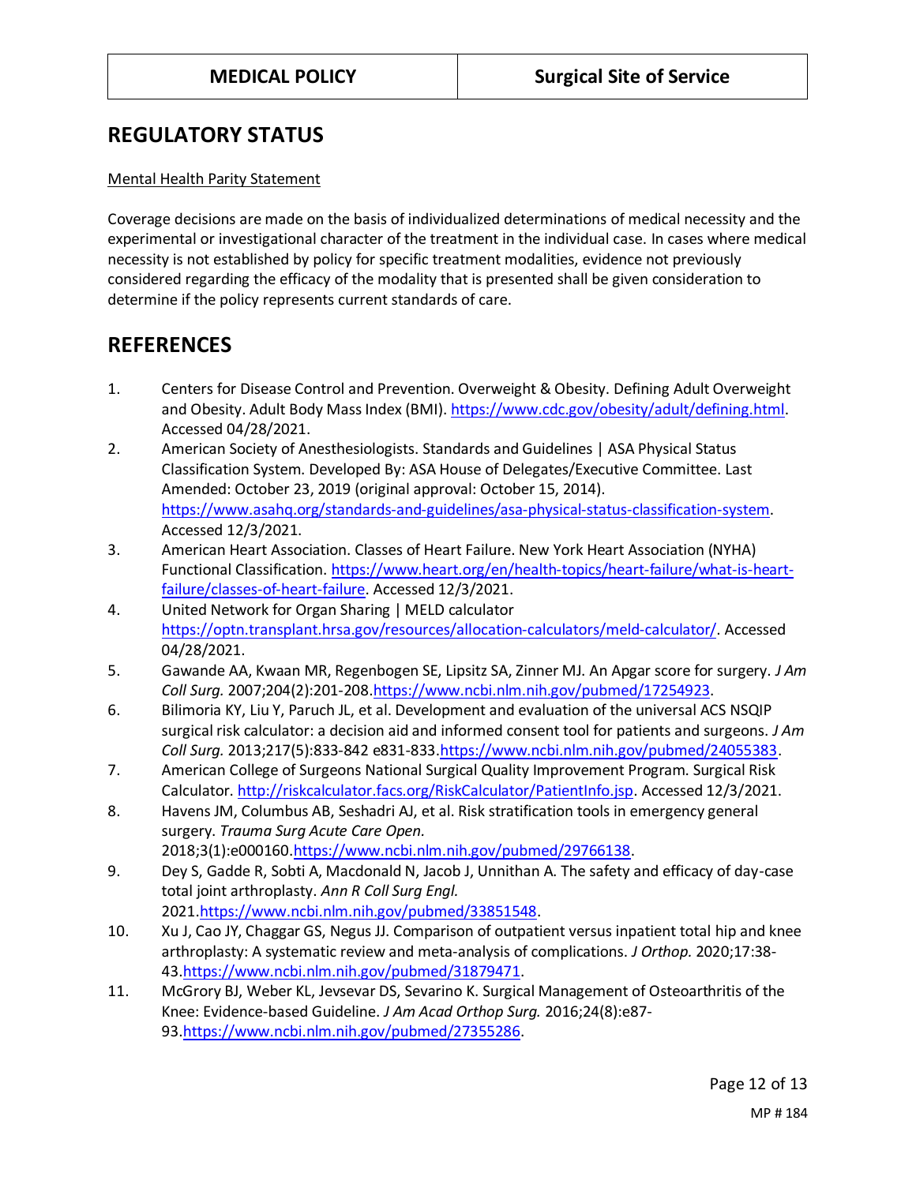## REGULATORY STATUS

Mental Health Parity Statement

Coverage decisions are made on the basis of individualized determinations of medical necessity and the experimental or investigational character of the treatment in the individual case. In cases where medical necessity is not established by policy for specific treatment modalities, evidence not previously considered regarding the efficacy of the modality that is presented shall be given consideration to determine if the policy represents current standards of care.

## REFERENCES

1. Centers for Disease Control and Prevention. Overweight & Obesity. Defining Adult Overweight and Obesity. Adult Body Mass Index (BMI). https://www.cdc.gov/obesity/adult/defining.html. Accessed 04/28/2021.
2. American Society of Anesthesiologists. Standards and Guidelines | ASA Physical Status Classification System. Developed By: ASA House of Delegates/Executive Committee. Last Amended: October 23, 2019 (original approval: October 15, 2014). https://www.asahq.org/standards-and-guidelines/asa-physical-status-classification-system. Accessed 12/3/2021.
3. American Heart Association. Classes of Heart Failure. New York Heart Association (NYHA) Functional Classification. https://www.heart.org/en/health-topics/heart-failure/what-is-heart-failure/classes-of-heart-failure. Accessed 12/3/2021.
4. United Network for Organ Sharing | MELD calculator https://optn.transplant.hrsa.gov/resources/allocation-calculators/meld-calculator/. Accessed 04/28/2021.
5. Gawande AA, Kwaan MR, Regenbogen SE, Lipsitz SA, Zinner MJ. An Apgar score for surgery. *J Am Coll Surg.* 2007;204(2):201-208.https://www.ncbi.nlm.nih.gov/pubmed/17254923.
6. Bilimoria KY, Liu Y, Paruch JL, et al. Development and evaluation of the universal ACS NSQIP surgical risk calculator: a decision aid and informed consent tool for patients and surgeons. *J Am Coll Surg.* 2013;217(5):833-842 e831-833.https://www.ncbi.nlm.nih.gov/pubmed/24055383.
7. American College of Surgeons National Surgical Quality Improvement Program. Surgical Risk Calculator. http://riskcalculator.facs.org/RiskCalculator/PatientInfo.jsp. Accessed 12/3/2021.
8. Havens JM, Columbus AB, Seshadri AJ, et al. Risk stratification tools in emergency general surgery. *Trauma Surg Acute Care Open.* 2018;3(1):e000160.https://www.ncbi.nlm.nih.gov/pubmed/29766138.
9. Dey S, Gadde R, Sobti A, Macdonald N, Jacob J, Unnithan A. The safety and efficacy of day-case total joint arthroplasty. *Ann R Coll Surg Engl.* 2021.https://www.ncbi.nlm.nih.gov/pubmed/33851548.
10. Xu J, Cao JY, Chaggar GS, Negus JJ. Comparison of outpatient versus inpatient total hip and knee arthroplasty: A systematic review and meta-analysis of complications. *J Orthop.* 2020;17:38-43.https://www.ncbi.nlm.nih.gov/pubmed/31879471.
11. McGrory BJ, Weber KL, Jevsevar DS, Sevarino K. Surgical Management of Osteoarthritis of the Knee: Evidence-based Guideline. *J Am Acad Orthop Surg.* 2016;24(8):e87-93.https://www.ncbi.nlm.nih.gov/pubmed/27355286.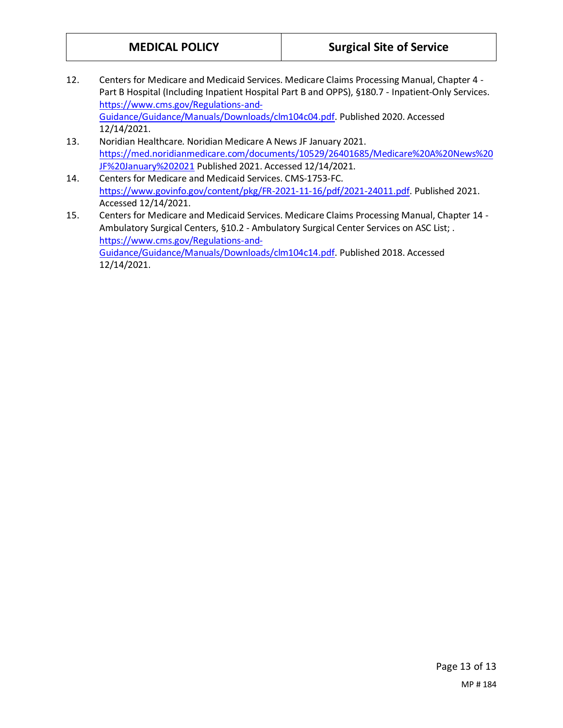12. Centers for Medicare and Medicaid Services. Medicare Claims Processing Manual, Chapter 4 - Part B Hospital (Including Inpatient Hospital Part B and OPPS), §180.7 - Inpatient-Only Services. https://www.cms.gov/Regulations-and-Guidance/Guidance/Manuals/Downloads/clm104c04.pdf. Published 2020. Accessed 12/14/2021.
13. Noridian Healthcare. Noridian Medicare A News JF January 2021. https://med.noridianmedicare.com/documents/10529/26401685/Medicare%20A%20News%20JF%20January%202021 Published 2021. Accessed 12/14/2021.
14. Centers for Medicare and Medicaid Services. CMS-1753-FC. https://www.govinfo.gov/content/pkg/FR-2021-11-16/pdf/2021-24011.pdf. Published 2021. Accessed 12/14/2021.
15. Centers for Medicare and Medicaid Services. Medicare Claims Processing Manual, Chapter 14 - Ambulatory Surgical Centers, §10.2 - Ambulatory Surgical Center Services on ASC List; . https://www.cms.gov/Regulations-and-Guidance/Guidance/Manuals/Downloads/clm104c14.pdf. Published 2018. Accessed 12/14/2021.